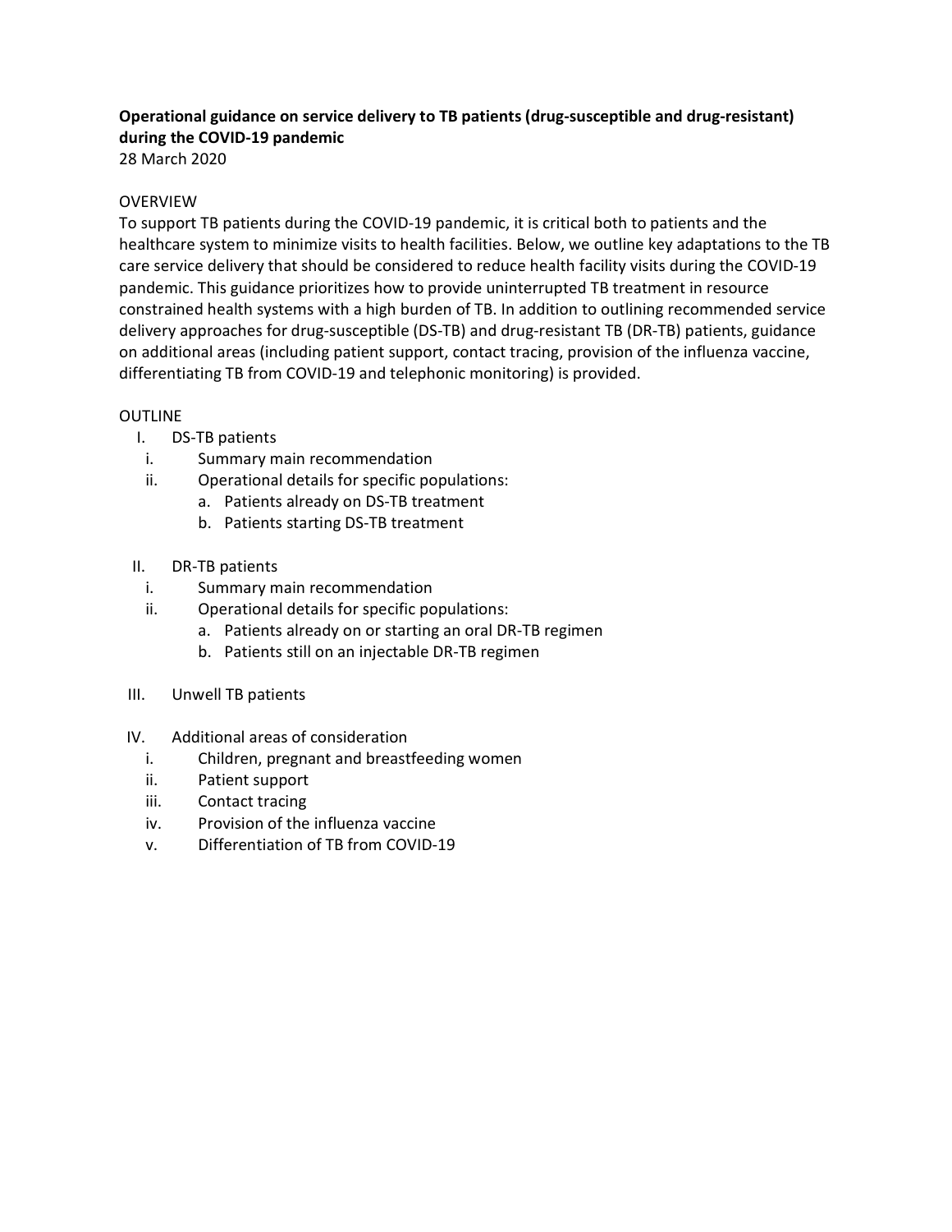**Operational guidance on service delivery to TB patients (drug-susceptible and drug-resistant) during the COVID-19 pandemic**

28 March 2020

OVERVIEW

To support TB patients during the COVID-19 pandemic, it is critical both to patients and the healthcare system to minimize visits to health facilities. Below, we outline key adaptations to the TB care service delivery that should be considered to reduce health facility visits during the COVID-19 pandemic. This guidance prioritizes how to provide uninterrupted TB treatment in resource constrained health systems with a high burden of TB. In addition to outlining recommended service delivery approaches for drug-susceptible (DS-TB) and drug-resistant TB (DR-TB) patients, guidance on additional areas (including patient support, contact tracing, provision of the influenza vaccine, differentiating TB from COVID-19 and telephonic monitoring) is provided.

OUTLINE

I. DS-TB patients
   i. Summary main recommendation
   ii. Operational details for specific populations:
      a. Patients already on DS-TB treatment
      b. Patients starting DS-TB treatment

II. DR-TB patients
   i. Summary main recommendation
   ii. Operational details for specific populations:
      a. Patients already on or starting an oral DR-TB regimen
      b. Patients still on an injectable DR-TB regimen

III. Unwell TB patients

IV. Additional areas of consideration
   i. Children, pregnant and breastfeeding women
   ii. Patient support
   iii. Contact tracing
   iv. Provision of the influenza vaccine
   v. Differentiation of TB from COVID-19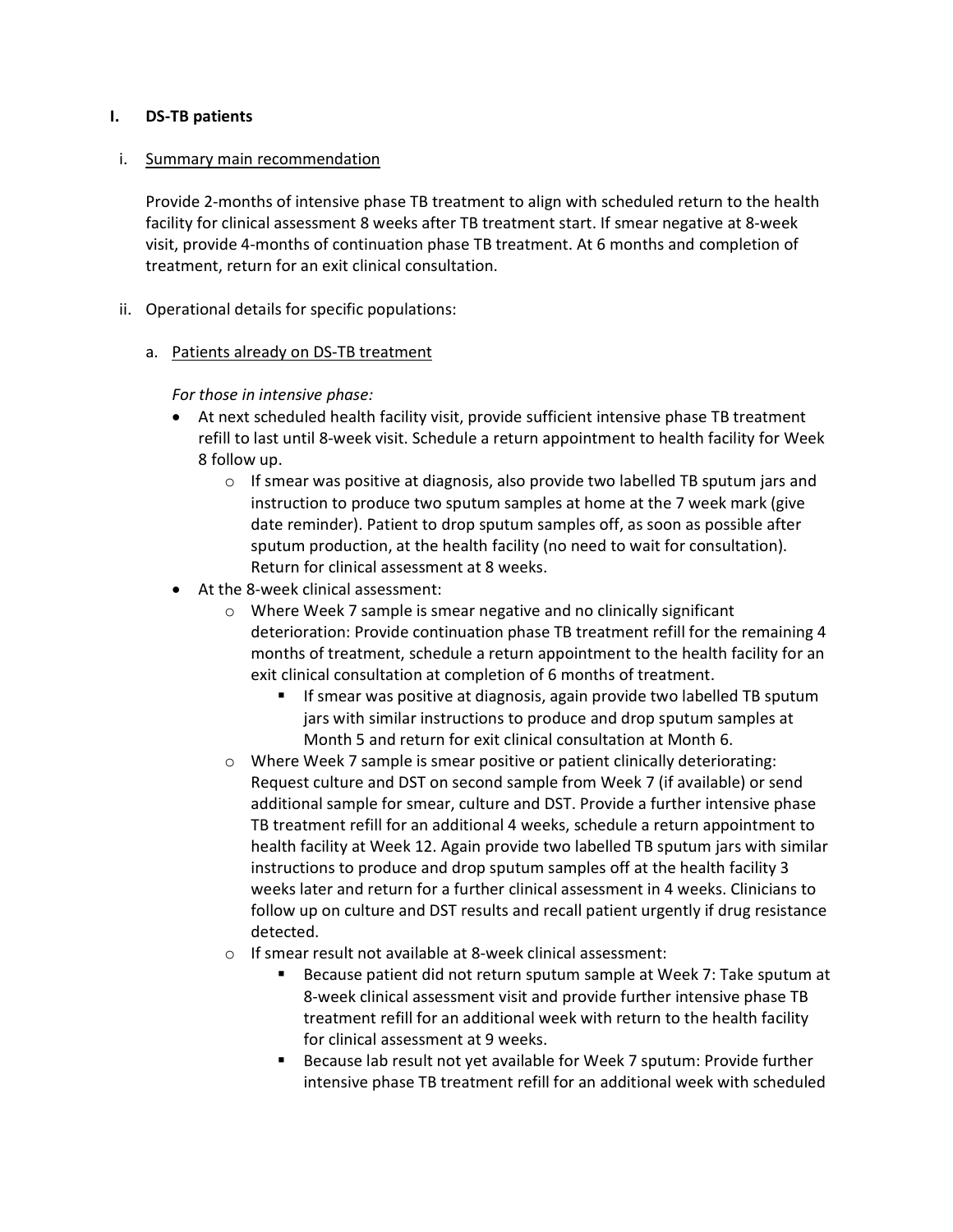## I. DS-TB patients

### i. Summary main recommendation

Provide 2-months of intensive phase TB treatment to align with scheduled return to the health facility for clinical assessment 8 weeks after TB treatment start. If smear negative at 8-week visit, provide 4-months of continuation phase TB treatment. At 6 months and completion of treatment, return for an exit clinical consultation.

### ii. Operational details for specific populations:

#### a. Patients already on DS-TB treatment

*For those in intensive phase:*

- At next scheduled health facility visit, provide sufficient intensive phase TB treatment refill to last until 8-week visit. Schedule a return appointment to health facility for Week 8 follow up.
  - If smear was positive at diagnosis, also provide two labelled TB sputum jars and instruction to produce two sputum samples at home at the 7 week mark (give date reminder). Patient to drop sputum samples off, as soon as possible after sputum production, at the health facility (no need to wait for consultation). Return for clinical assessment at 8 weeks.
- At the 8-week clinical assessment:
  - Where Week 7 sample is smear negative and no clinically significant deterioration: Provide continuation phase TB treatment refill for the remaining 4 months of treatment, schedule a return appointment to the health facility for an exit clinical consultation at completion of 6 months of treatment.
    - If smear was positive at diagnosis, again provide two labelled TB sputum jars with similar instructions to produce and drop sputum samples at Month 5 and return for exit clinical consultation at Month 6.
  - Where Week 7 sample is smear positive or patient clinically deteriorating: Request culture and DST on second sample from Week 7 (if available) or send additional sample for smear, culture and DST. Provide a further intensive phase TB treatment refill for an additional 4 weeks, schedule a return appointment to health facility at Week 12. Again provide two labelled TB sputum jars with similar instructions to produce and drop sputum samples off at the health facility 3 weeks later and return for a further clinical assessment in 4 weeks. Clinicians to follow up on culture and DST results and recall patient urgently if drug resistance detected.
  - If smear result not available at 8-week clinical assessment:
    - Because patient did not return sputum sample at Week 7: Take sputum at 8-week clinical assessment visit and provide further intensive phase TB treatment refill for an additional week with return to the health facility for clinical assessment at 9 weeks.
    - Because lab result not yet available for Week 7 sputum: Provide further intensive phase TB treatment refill for an additional week with scheduled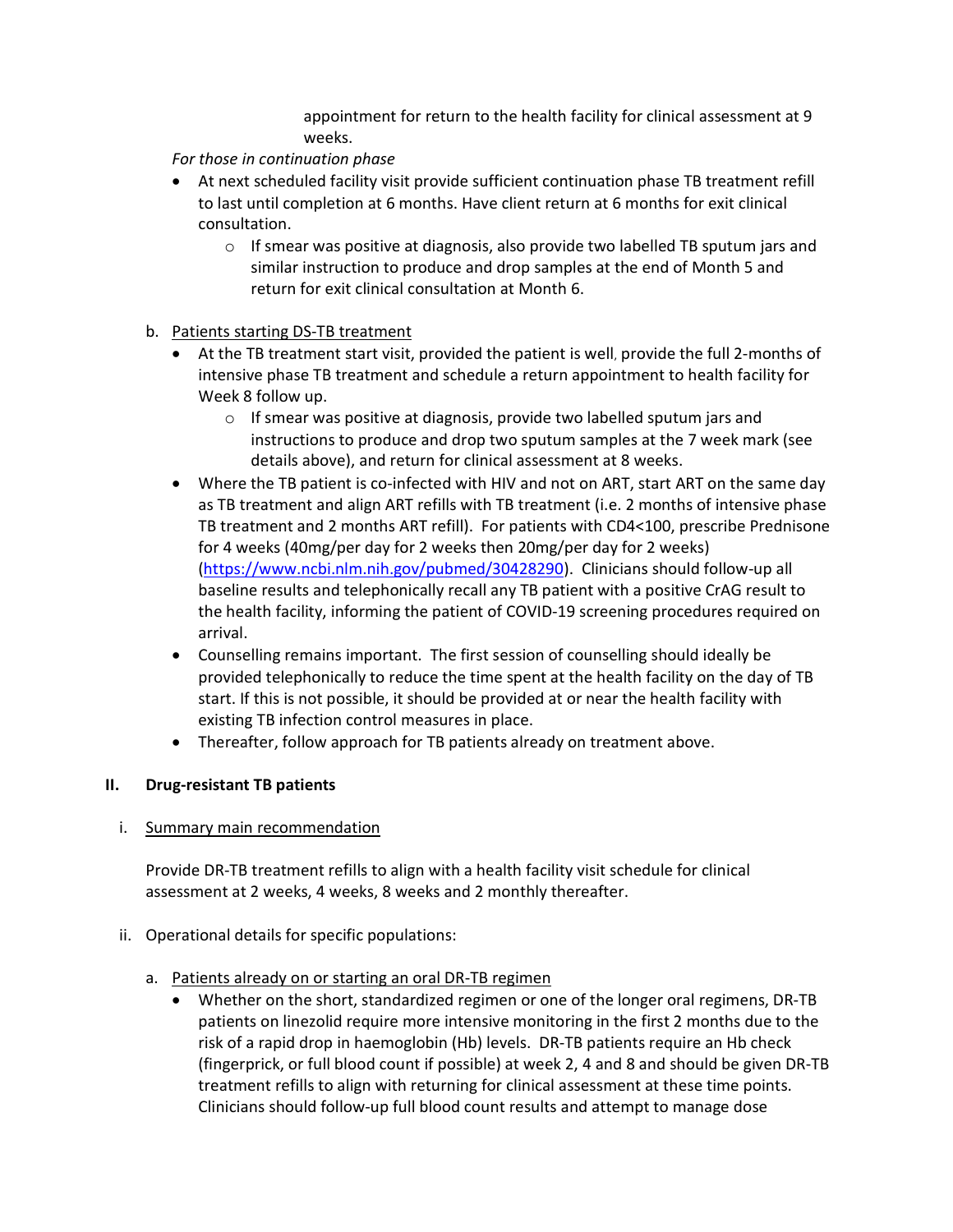appointment for return to the health facility for clinical assessment at 9 weeks.

*For those in continuation phase*

- At next scheduled facility visit provide sufficient continuation phase TB treatment refill to last until completion at 6 months. Have client return at 6 months for exit clinical consultation.
    - If smear was positive at diagnosis, also provide two labelled TB sputum jars and similar instruction to produce and drop samples at the end of Month 5 and return for exit clinical consultation at Month 6.

b. Patients starting DS-TB treatment

- At the TB treatment start visit, provided the patient is well, provide the full 2-months of intensive phase TB treatment and schedule a return appointment to health facility for Week 8 follow up.
    - If smear was positive at diagnosis, provide two labelled sputum jars and instructions to produce and drop two sputum samples at the 7 week mark (see details above), and return for clinical assessment at 8 weeks.
- Where the TB patient is co-infected with HIV and not on ART, start ART on the same day as TB treatment and align ART refills with TB treatment (i.e. 2 months of intensive phase TB treatment and 2 months ART refill). For patients with CD4<100, prescribe Prednisone for 4 weeks (40mg/per day for 2 weeks then 20mg/per day for 2 weeks) (https://www.ncbi.nlm.nih.gov/pubmed/30428290). Clinicians should follow-up all baseline results and telephonically recall any TB patient with a positive CrAG result to the health facility, informing the patient of COVID-19 screening procedures required on arrival.
- Counselling remains important. The first session of counselling should ideally be provided telephonically to reduce the time spent at the health facility on the day of TB start. If this is not possible, it should be provided at or near the health facility with existing TB infection control measures in place.
- Thereafter, follow approach for TB patients already on treatment above.

## II. Drug-resistant TB patients

i. Summary main recommendation

Provide DR-TB treatment refills to align with a health facility visit schedule for clinical assessment at 2 weeks, 4 weeks, 8 weeks and 2 monthly thereafter.

ii. Operational details for specific populations:

a. Patients already on or starting an oral DR-TB regimen

- Whether on the short, standardized regimen or one of the longer oral regimens, DR-TB patients on linezolid require more intensive monitoring in the first 2 months due to the risk of a rapid drop in haemoglobin (Hb) levels. DR-TB patients require an Hb check (fingerprick, or full blood count if possible) at week 2, 4 and 8 and should be given DR-TB treatment refills to align with returning for clinical assessment at these time points. Clinicians should follow-up full blood count results and attempt to manage dose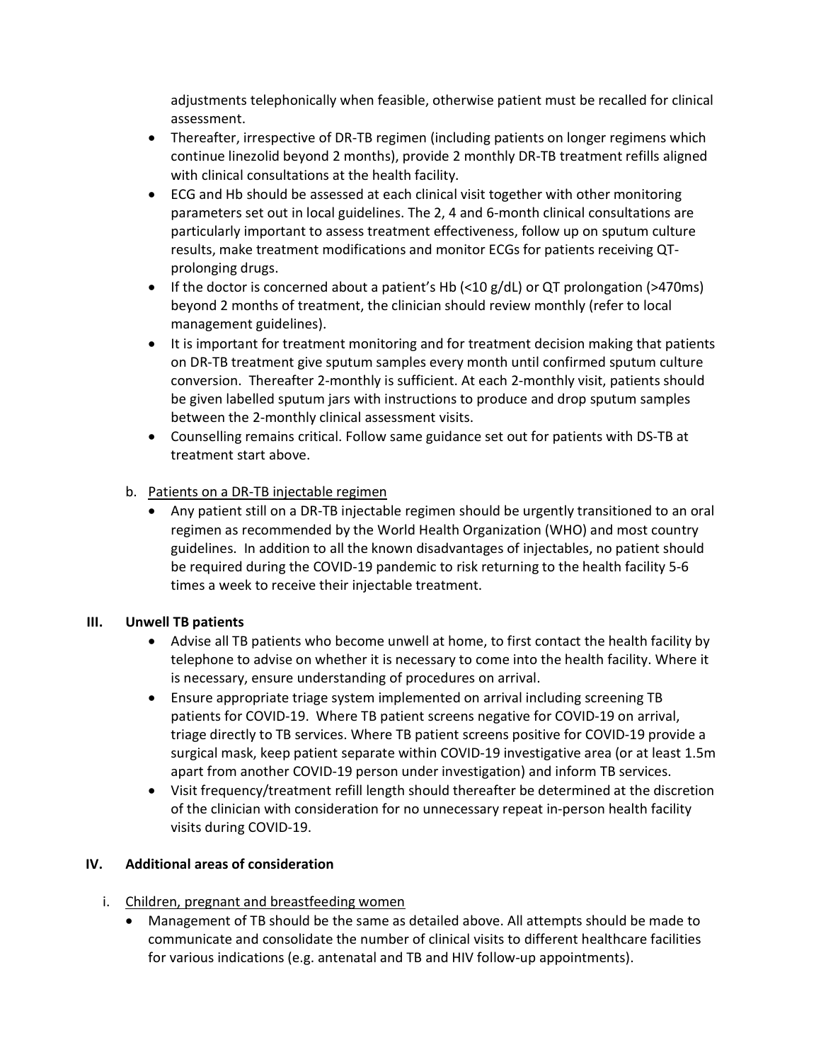adjustments telephonically when feasible, otherwise patient must be recalled for clinical assessment.

- Thereafter, irrespective of DR-TB regimen (including patients on longer regimens which continue linezolid beyond 2 months), provide 2 monthly DR-TB treatment refills aligned with clinical consultations at the health facility.
- ECG and Hb should be assessed at each clinical visit together with other monitoring parameters set out in local guidelines. The 2, 4 and 6-month clinical consultations are particularly important to assess treatment effectiveness, follow up on sputum culture results, make treatment modifications and monitor ECGs for patients receiving QT-prolonging drugs.
- If the doctor is concerned about a patient's Hb (<10 g/dL) or QT prolongation (>470ms) beyond 2 months of treatment, the clinician should review monthly (refer to local management guidelines).
- It is important for treatment monitoring and for treatment decision making that patients on DR-TB treatment give sputum samples every month until confirmed sputum culture conversion. Thereafter 2-monthly is sufficient. At each 2-monthly visit, patients should be given labelled sputum jars with instructions to produce and drop sputum samples between the 2-monthly clinical assessment visits.
- Counselling remains critical. Follow same guidance set out for patients with DS-TB at treatment start above.

b. <u>Patients on a DR-TB injectable regimen</u>

- Any patient still on a DR-TB injectable regimen should be urgently transitioned to an oral regimen as recommended by the World Health Organization (WHO) and most country guidelines. In addition to all the known disadvantages of injectables, no patient should be required during the COVID-19 pandemic to risk returning to the health facility 5-6 times a week to receive their injectable treatment.

## III. Unwell TB patients

- Advise all TB patients who become unwell at home, to first contact the health facility by telephone to advise on whether it is necessary to come into the health facility. Where it is necessary, ensure understanding of procedures on arrival.
- Ensure appropriate triage system implemented on arrival including screening TB patients for COVID-19. Where TB patient screens negative for COVID-19 on arrival, triage directly to TB services. Where TB patient screens positive for COVID-19 provide a surgical mask, keep patient separate within COVID-19 investigative area (or at least 1.5m apart from another COVID-19 person under investigation) and inform TB services.
- Visit frequency/treatment refill length should thereafter be determined at the discretion of the clinician with consideration for no unnecessary repeat in-person health facility visits during COVID-19.

## IV. Additional areas of consideration

i. <u>Children, pregnant and breastfeeding women</u>

- Management of TB should be the same as detailed above. All attempts should be made to communicate and consolidate the number of clinical visits to different healthcare facilities for various indications (e.g. antenatal and TB and HIV follow-up appointments).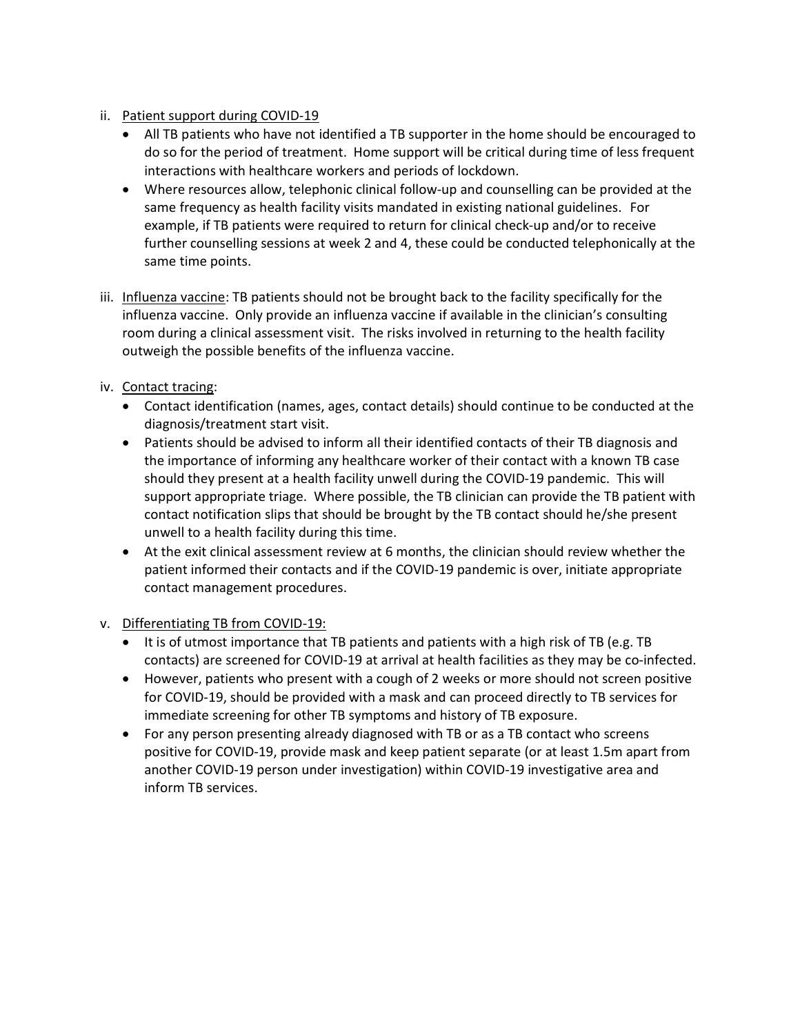ii. Patient support during COVID-19

- All TB patients who have not identified a TB supporter in the home should be encouraged to do so for the period of treatment. Home support will be critical during time of less frequent interactions with healthcare workers and periods of lockdown.
- Where resources allow, telephonic clinical follow-up and counselling can be provided at the same frequency as health facility visits mandated in existing national guidelines. For example, if TB patients were required to return for clinical check-up and/or to receive further counselling sessions at week 2 and 4, these could be conducted telephonically at the same time points.

iii. Influenza vaccine: TB patients should not be brought back to the facility specifically for the influenza vaccine. Only provide an influenza vaccine if available in the clinician's consulting room during a clinical assessment visit. The risks involved in returning to the health facility outweigh the possible benefits of the influenza vaccine.

iv. Contact tracing:

- Contact identification (names, ages, contact details) should continue to be conducted at the diagnosis/treatment start visit.
- Patients should be advised to inform all their identified contacts of their TB diagnosis and the importance of informing any healthcare worker of their contact with a known TB case should they present at a health facility unwell during the COVID-19 pandemic. This will support appropriate triage. Where possible, the TB clinician can provide the TB patient with contact notification slips that should be brought by the TB contact should he/she present unwell to a health facility during this time.
- At the exit clinical assessment review at 6 months, the clinician should review whether the patient informed their contacts and if the COVID-19 pandemic is over, initiate appropriate contact management procedures.

v. Differentiating TB from COVID-19:

- It is of utmost importance that TB patients and patients with a high risk of TB (e.g. TB contacts) are screened for COVID-19 at arrival at health facilities as they may be co-infected.
- However, patients who present with a cough of 2 weeks or more should not screen positive for COVID-19, should be provided with a mask and can proceed directly to TB services for immediate screening for other TB symptoms and history of TB exposure.
- For any person presenting already diagnosed with TB or as a TB contact who screens positive for COVID-19, provide mask and keep patient separate (or at least 1.5m apart from another COVID-19 person under investigation) within COVID-19 investigative area and inform TB services.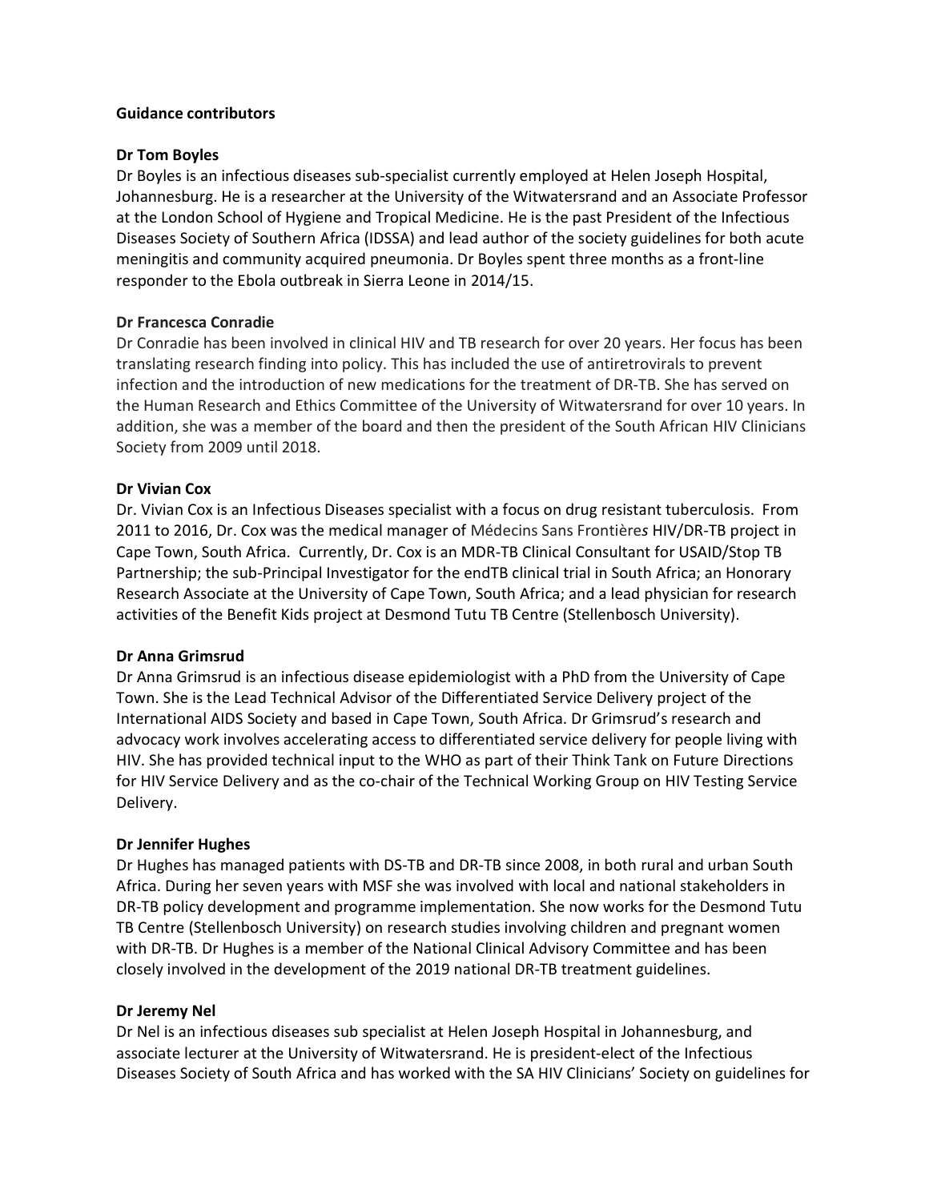## Guidance contributors

### Dr Tom Boyles

Dr Boyles is an infectious diseases sub-specialist currently employed at Helen Joseph Hospital, Johannesburg. He is a researcher at the University of the Witwatersrand and an Associate Professor at the London School of Hygiene and Tropical Medicine. He is the past President of the Infectious Diseases Society of Southern Africa (IDSSA) and lead author of the society guidelines for both acute meningitis and community acquired pneumonia. Dr Boyles spent three months as a front-line responder to the Ebola outbreak in Sierra Leone in 2014/15.

### Dr Francesca Conradie

Dr Conradie has been involved in clinical HIV and TB research for over 20 years. Her focus has been translating research finding into policy. This has included the use of antiretrovirals to prevent infection and the introduction of new medications for the treatment of DR-TB. She has served on the Human Research and Ethics Committee of the University of Witwatersrand for over 10 years. In addition, she was a member of the board and then the president of the South African HIV Clinicians Society from 2009 until 2018.

### Dr Vivian Cox

Dr. Vivian Cox is an Infectious Diseases specialist with a focus on drug resistant tuberculosis. From 2011 to 2016, Dr. Cox was the medical manager of Médecins Sans Frontières HIV/DR-TB project in Cape Town, South Africa. Currently, Dr. Cox is an MDR-TB Clinical Consultant for USAID/Stop TB Partnership; the sub-Principal Investigator for the endTB clinical trial in South Africa; an Honorary Research Associate at the University of Cape Town, South Africa; and a lead physician for research activities of the Benefit Kids project at Desmond Tutu TB Centre (Stellenbosch University).

### Dr Anna Grimsrud

Dr Anna Grimsrud is an infectious disease epidemiologist with a PhD from the University of Cape Town. She is the Lead Technical Advisor of the Differentiated Service Delivery project of the International AIDS Society and based in Cape Town, South Africa. Dr Grimsrud's research and advocacy work involves accelerating access to differentiated service delivery for people living with HIV. She has provided technical input to the WHO as part of their Think Tank on Future Directions for HIV Service Delivery and as the co-chair of the Technical Working Group on HIV Testing Service Delivery.

### Dr Jennifer Hughes

Dr Hughes has managed patients with DS-TB and DR-TB since 2008, in both rural and urban South Africa. During her seven years with MSF she was involved with local and national stakeholders in DR-TB policy development and programme implementation. She now works for the Desmond Tutu TB Centre (Stellenbosch University) on research studies involving children and pregnant women with DR-TB. Dr Hughes is a member of the National Clinical Advisory Committee and has been closely involved in the development of the 2019 national DR-TB treatment guidelines.

### Dr Jeremy Nel

Dr Nel is an infectious diseases sub specialist at Helen Joseph Hospital in Johannesburg, and associate lecturer at the University of Witwatersrand. He is president-elect of the Infectious Diseases Society of South Africa and has worked with the SA HIV Clinicians' Society on guidelines for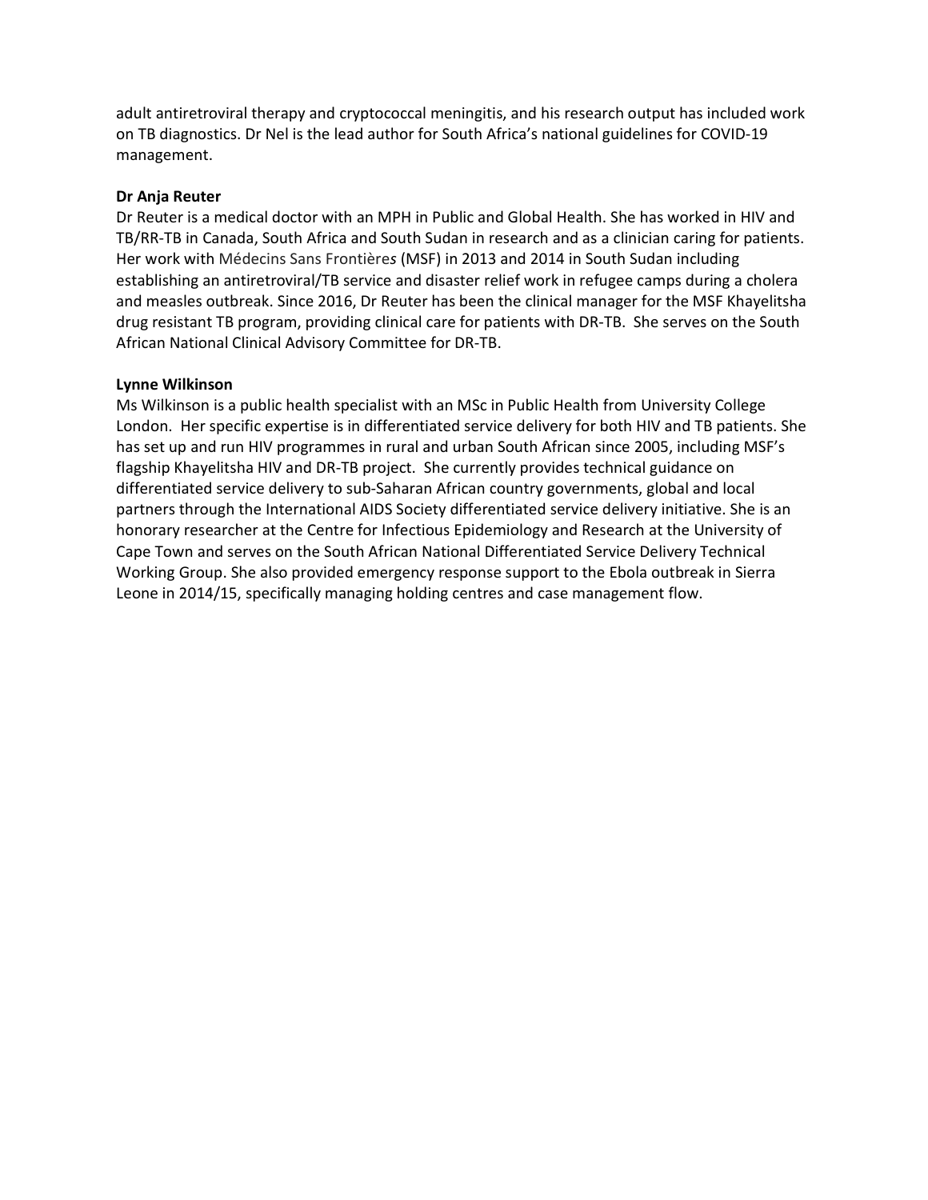adult antiretroviral therapy and cryptococcal meningitis, and his research output has included work on TB diagnostics. Dr Nel is the lead author for South Africa's national guidelines for COVID-19 management.

**Dr Anja Reuter**

Dr Reuter is a medical doctor with an MPH in Public and Global Health. She has worked in HIV and TB/RR-TB in Canada, South Africa and South Sudan in research and as a clinician caring for patients. Her work with Médecins Sans Frontières (MSF) in 2013 and 2014 in South Sudan including establishing an antiretroviral/TB service and disaster relief work in refugee camps during a cholera and measles outbreak. Since 2016, Dr Reuter has been the clinical manager for the MSF Khayelitsha drug resistant TB program, providing clinical care for patients with DR-TB. She serves on the South African National Clinical Advisory Committee for DR-TB.

**Lynne Wilkinson**

Ms Wilkinson is a public health specialist with an MSc in Public Health from University College London. Her specific expertise is in differentiated service delivery for both HIV and TB patients. She has set up and run HIV programmes in rural and urban South African since 2005, including MSF's flagship Khayelitsha HIV and DR-TB project. She currently provides technical guidance on differentiated service delivery to sub-Saharan African country governments, global and local partners through the International AIDS Society differentiated service delivery initiative. She is an honorary researcher at the Centre for Infectious Epidemiology and Research at the University of Cape Town and serves on the South African National Differentiated Service Delivery Technical Working Group. She also provided emergency response support to the Ebola outbreak in Sierra Leone in 2014/15, specifically managing holding centres and case management flow.